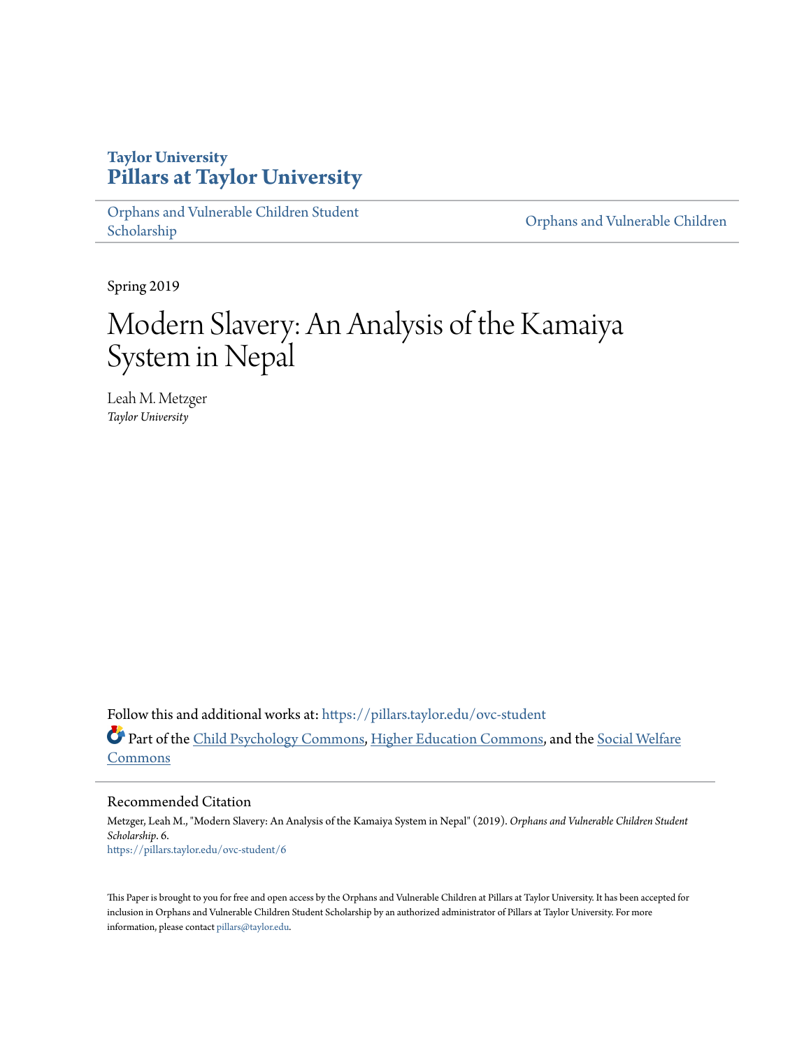Taylor University

# Pillars at Taylor University

Orphans and Vulnerable Children Student Scholarship | Orphans and Vulnerable Children

Spring 2019

# Modern Slavery: An Analysis of the Kamaiya System in Nepal

Leah M. Metzger
*Taylor University*

Follow this and additional works at: https://pillars.taylor.edu/ovc-student

Part of the Child Psychology Commons, Higher Education Commons, and the Social Welfare Commons

## Recommended Citation

Metzger, Leah M., "Modern Slavery: An Analysis of the Kamaiya System in Nepal" (2019). *Orphans and Vulnerable Children Student Scholarship*. 6.
https://pillars.taylor.edu/ovc-student/6

This Paper is brought to you for free and open access by the Orphans and Vulnerable Children at Pillars at Taylor University. It has been accepted for inclusion in Orphans and Vulnerable Children Student Scholarship by an authorized administrator of Pillars at Taylor University. For more information, please contact pillars@taylor.edu.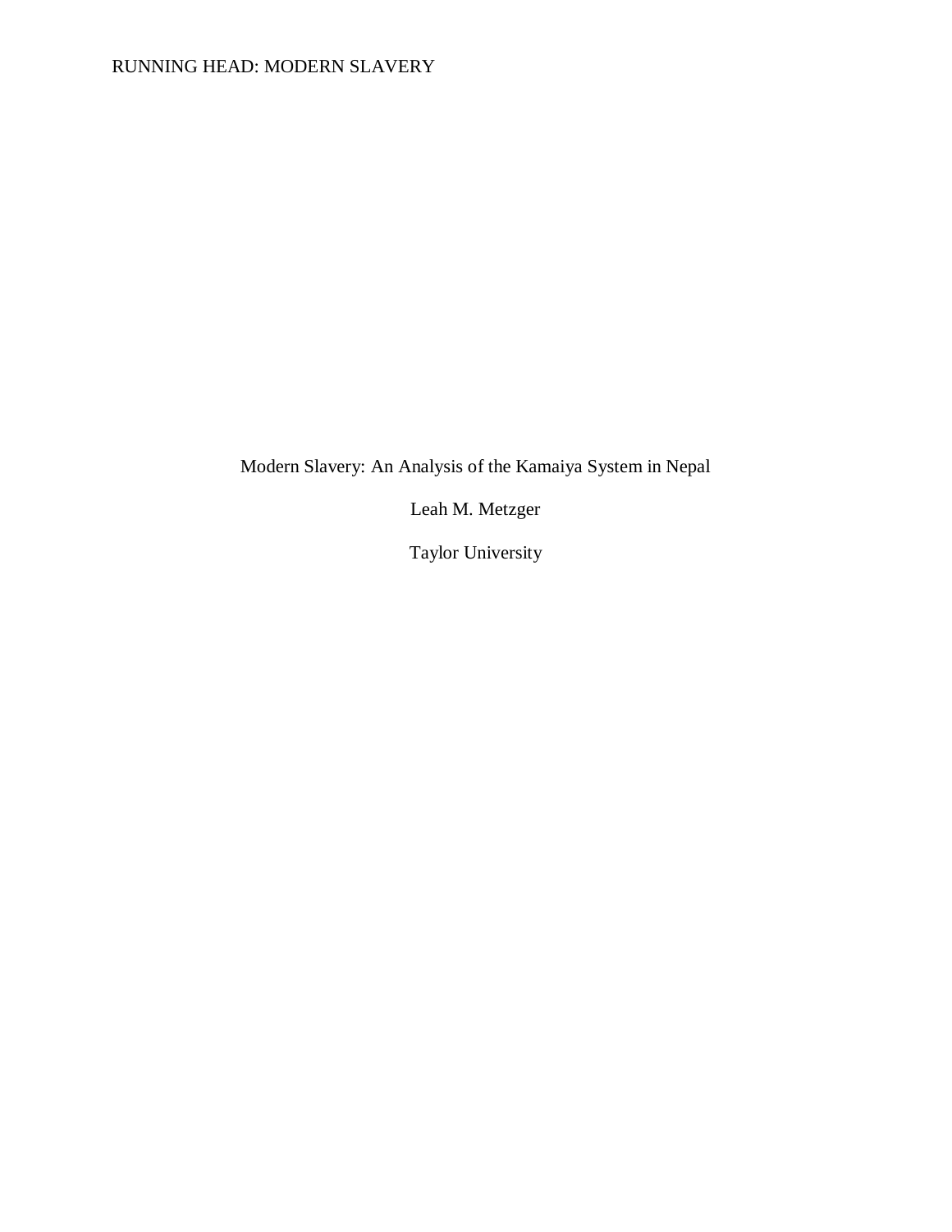Modern Slavery: An Analysis of the Kamaiya System in Nepal

Leah M. Metzger

Taylor University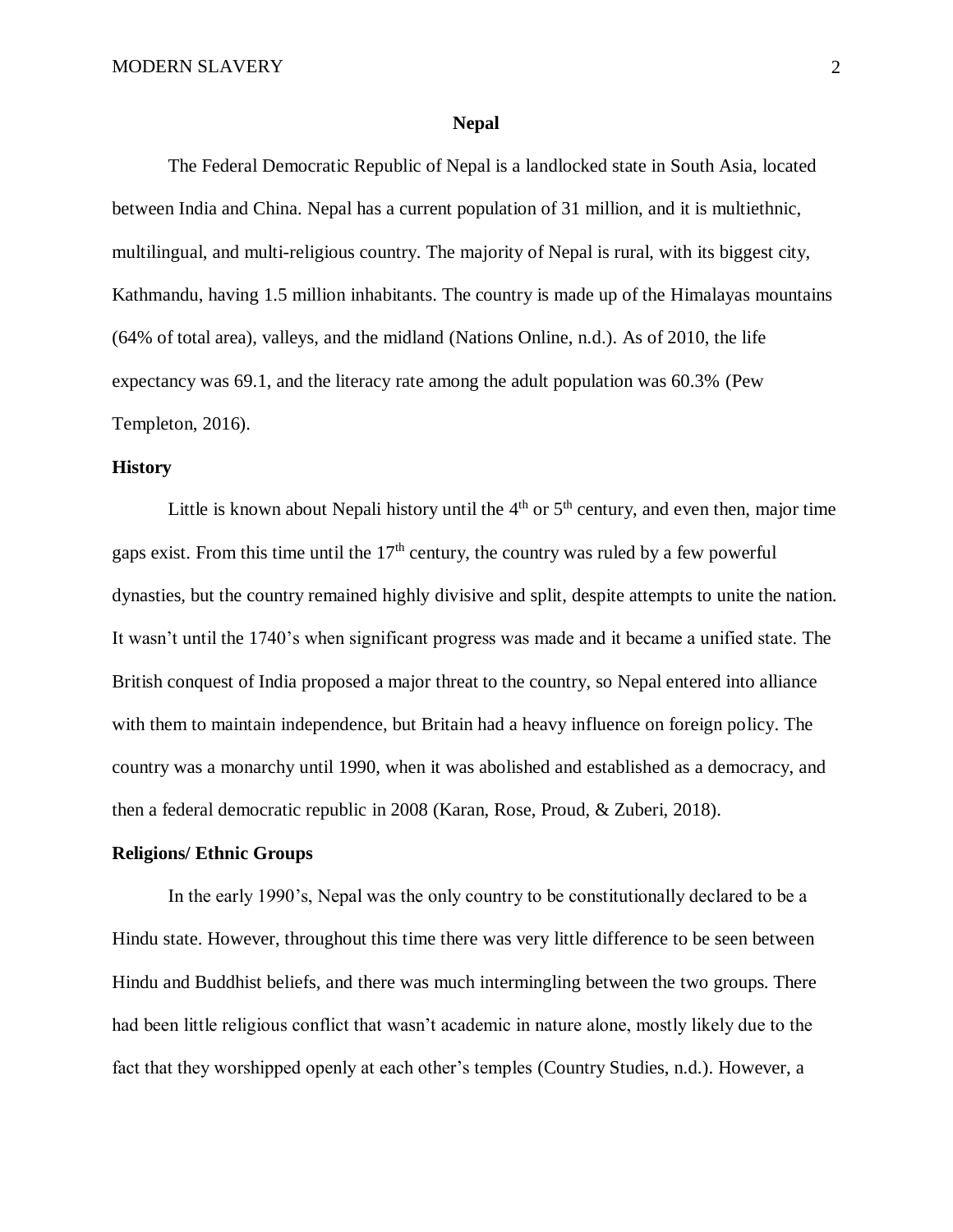## Nepal

The Federal Democratic Republic of Nepal is a landlocked state in South Asia, located between India and China. Nepal has a current population of 31 million, and it is multiethnic, multilingual, and multi-religious country. The majority of Nepal is rural, with its biggest city, Kathmandu, having 1.5 million inhabitants. The country is made up of the Himalayas mountains (64% of total area), valleys, and the midland (Nations Online, n.d.). As of 2010, the life expectancy was 69.1, and the literacy rate among the adult population was 60.3% (Pew Templeton, 2016).

### History

Little is known about Nepali history until the 4th or 5th century, and even then, major time gaps exist. From this time until the 17th century, the country was ruled by a few powerful dynasties, but the country remained highly divisive and split, despite attempts to unite the nation. It wasn't until the 1740's when significant progress was made and it became a unified state. The British conquest of India proposed a major threat to the country, so Nepal entered into alliance with them to maintain independence, but Britain had a heavy influence on foreign policy. The country was a monarchy until 1990, when it was abolished and established as a democracy, and then a federal democratic republic in 2008 (Karan, Rose, Proud, & Zuberi, 2018).

### Religions/ Ethnic Groups

In the early 1990's, Nepal was the only country to be constitutionally declared to be a Hindu state. However, throughout this time there was very little difference to be seen between Hindu and Buddhist beliefs, and there was much intermingling between the two groups. There had been little religious conflict that wasn't academic in nature alone, mostly likely due to the fact that they worshipped openly at each other's temples (Country Studies, n.d.). However, a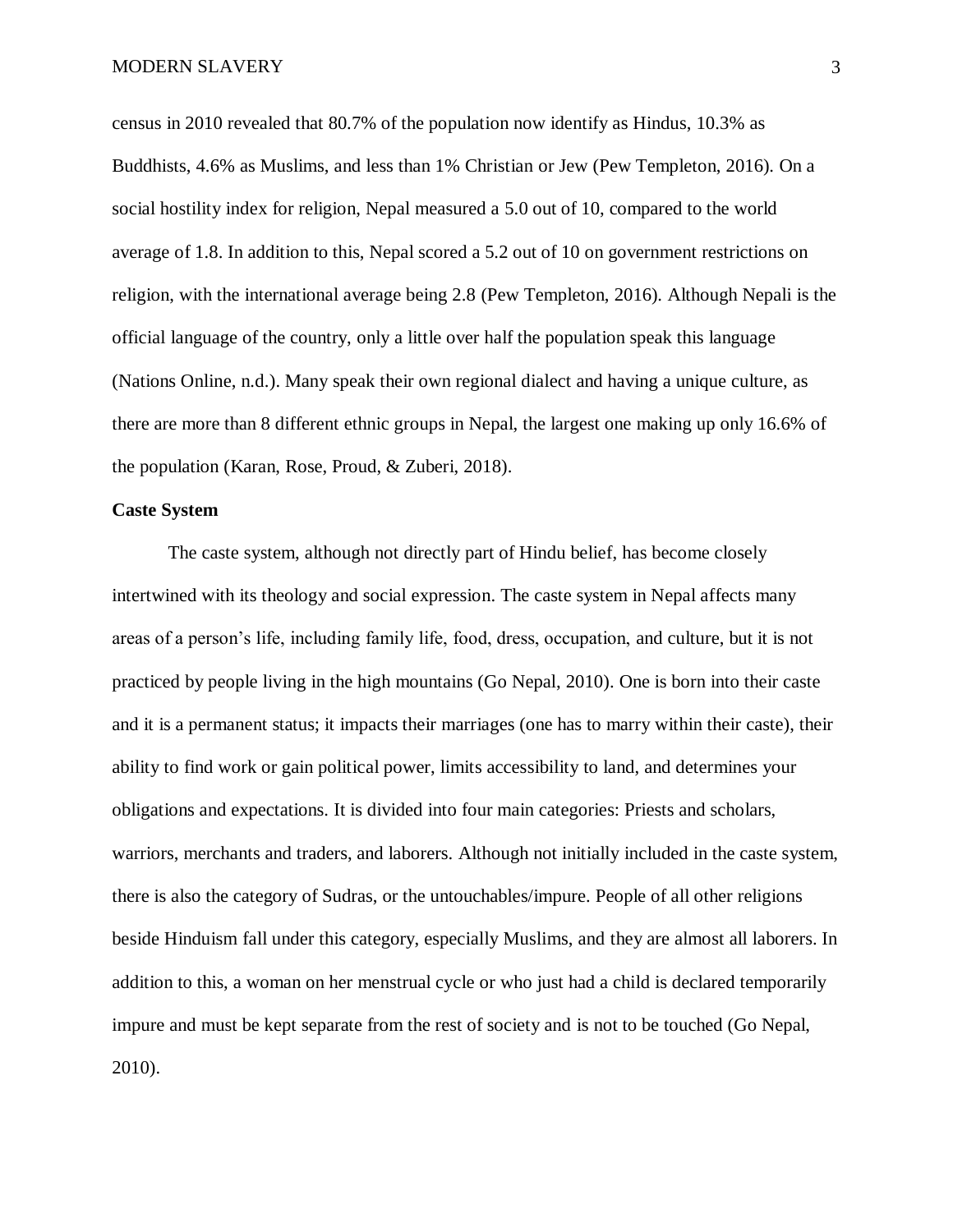census in 2010 revealed that 80.7% of the population now identify as Hindus, 10.3% as Buddhists, 4.6% as Muslims, and less than 1% Christian or Jew (Pew Templeton, 2016). On a social hostility index for religion, Nepal measured a 5.0 out of 10, compared to the world average of 1.8. In addition to this, Nepal scored a 5.2 out of 10 on government restrictions on religion, with the international average being 2.8 (Pew Templeton, 2016). Although Nepali is the official language of the country, only a little over half the population speak this language (Nations Online, n.d.). Many speak their own regional dialect and having a unique culture, as there are more than 8 different ethnic groups in Nepal, the largest one making up only 16.6% of the population (Karan, Rose, Proud, & Zuberi, 2018).

**Caste System**

The caste system, although not directly part of Hindu belief, has become closely intertwined with its theology and social expression. The caste system in Nepal affects many areas of a person's life, including family life, food, dress, occupation, and culture, but it is not practiced by people living in the high mountains (Go Nepal, 2010). One is born into their caste and it is a permanent status; it impacts their marriages (one has to marry within their caste), their ability to find work or gain political power, limits accessibility to land, and determines your obligations and expectations. It is divided into four main categories: Priests and scholars, warriors, merchants and traders, and laborers. Although not initially included in the caste system, there is also the category of Sudras, or the untouchables/impure. People of all other religions beside Hinduism fall under this category, especially Muslims, and they are almost all laborers. In addition to this, a woman on her menstrual cycle or who just had a child is declared temporarily impure and must be kept separate from the rest of society and is not to be touched (Go Nepal, 2010).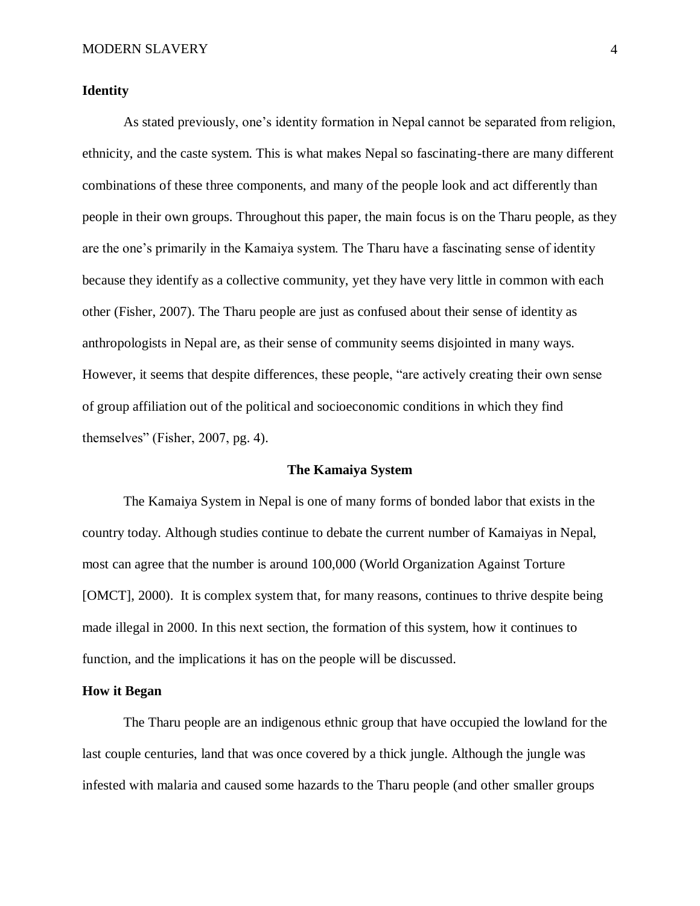**Identity**

As stated previously, one's identity formation in Nepal cannot be separated from religion, ethnicity, and the caste system. This is what makes Nepal so fascinating-there are many different combinations of these three components, and many of the people look and act differently than people in their own groups. Throughout this paper, the main focus is on the Tharu people, as they are the one's primarily in the Kamaiya system. The Tharu have a fascinating sense of identity because they identify as a collective community, yet they have very little in common with each other (Fisher, 2007). The Tharu people are just as confused about their sense of identity as anthropologists in Nepal are, as their sense of community seems disjointed in many ways. However, it seems that despite differences, these people, "are actively creating their own sense of group affiliation out of the political and socioeconomic conditions in which they find themselves" (Fisher, 2007, pg. 4).

## The Kamaiya System

The Kamaiya System in Nepal is one of many forms of bonded labor that exists in the country today. Although studies continue to debate the current number of Kamaiyas in Nepal, most can agree that the number is around 100,000 (World Organization Against Torture [OMCT], 2000). It is complex system that, for many reasons, continues to thrive despite being made illegal in 2000. In this next section, the formation of this system, how it continues to function, and the implications it has on the people will be discussed.

**How it Began**

The Tharu people are an indigenous ethnic group that have occupied the lowland for the last couple centuries, land that was once covered by a thick jungle. Although the jungle was infested with malaria and caused some hazards to the Tharu people (and other smaller groups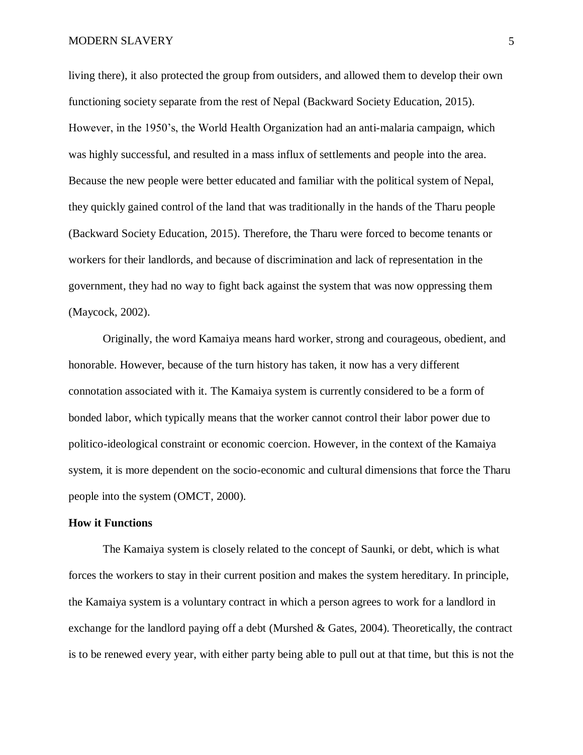living there), it also protected the group from outsiders, and allowed them to develop their own functioning society separate from the rest of Nepal (Backward Society Education, 2015). However, in the 1950's, the World Health Organization had an anti-malaria campaign, which was highly successful, and resulted in a mass influx of settlements and people into the area. Because the new people were better educated and familiar with the political system of Nepal, they quickly gained control of the land that was traditionally in the hands of the Tharu people (Backward Society Education, 2015). Therefore, the Tharu were forced to become tenants or workers for their landlords, and because of discrimination and lack of representation in the government, they had no way to fight back against the system that was now oppressing them (Maycock, 2002).

Originally, the word Kamaiya means hard worker, strong and courageous, obedient, and honorable. However, because of the turn history has taken, it now has a very different connotation associated with it. The Kamaiya system is currently considered to be a form of bonded labor, which typically means that the worker cannot control their labor power due to politico-ideological constraint or economic coercion. However, in the context of the Kamaiya system, it is more dependent on the socio-economic and cultural dimensions that force the Tharu people into the system (OMCT, 2000).

**How it Functions**

The Kamaiya system is closely related to the concept of Saunki, or debt, which is what forces the workers to stay in their current position and makes the system hereditary. In principle, the Kamaiya system is a voluntary contract in which a person agrees to work for a landlord in exchange for the landlord paying off a debt (Murshed & Gates, 2004). Theoretically, the contract is to be renewed every year, with either party being able to pull out at that time, but this is not the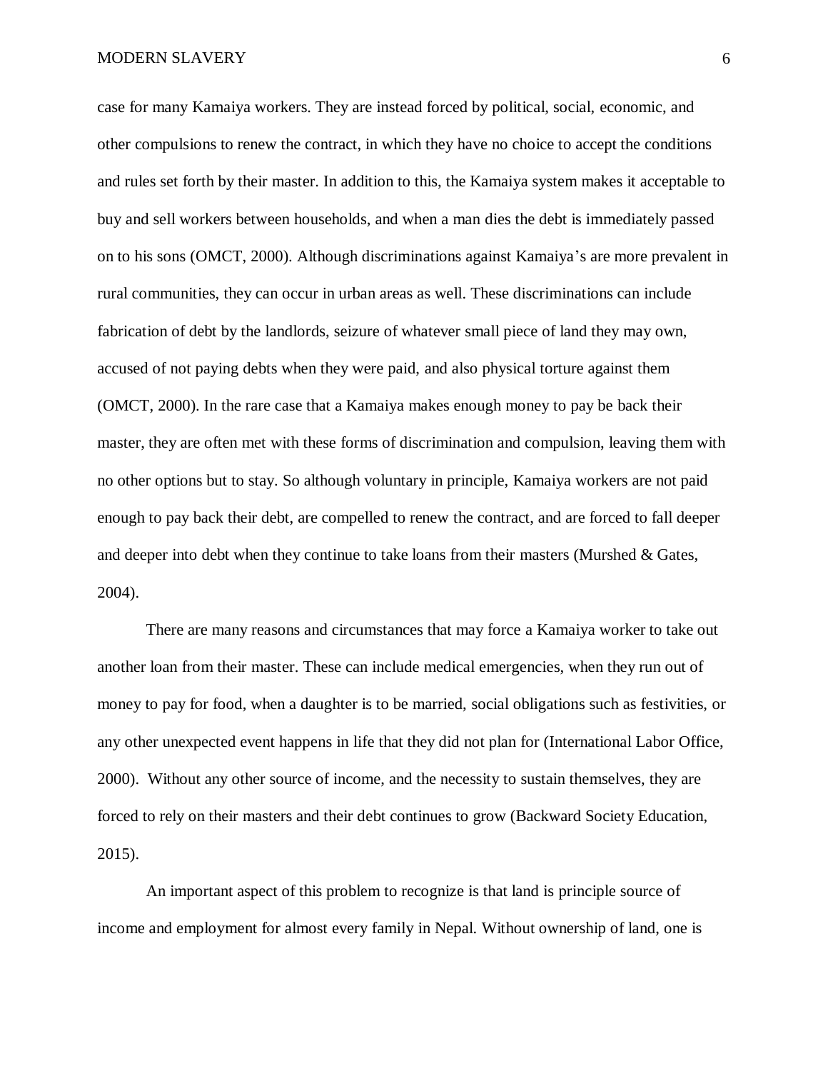case for many Kamaiya workers. They are instead forced by political, social, economic, and other compulsions to renew the contract, in which they have no choice to accept the conditions and rules set forth by their master. In addition to this, the Kamaiya system makes it acceptable to buy and sell workers between households, and when a man dies the debt is immediately passed on to his sons (OMCT, 2000). Although discriminations against Kamaiya's are more prevalent in rural communities, they can occur in urban areas as well. These discriminations can include fabrication of debt by the landlords, seizure of whatever small piece of land they may own, accused of not paying debts when they were paid, and also physical torture against them (OMCT, 2000). In the rare case that a Kamaiya makes enough money to pay be back their master, they are often met with these forms of discrimination and compulsion, leaving them with no other options but to stay. So although voluntary in principle, Kamaiya workers are not paid enough to pay back their debt, are compelled to renew the contract, and are forced to fall deeper and deeper into debt when they continue to take loans from their masters (Murshed & Gates, 2004).

There are many reasons and circumstances that may force a Kamaiya worker to take out another loan from their master. These can include medical emergencies, when they run out of money to pay for food, when a daughter is to be married, social obligations such as festivities, or any other unexpected event happens in life that they did not plan for (International Labor Office, 2000). Without any other source of income, and the necessity to sustain themselves, they are forced to rely on their masters and their debt continues to grow (Backward Society Education, 2015).

An important aspect of this problem to recognize is that land is principle source of income and employment for almost every family in Nepal. Without ownership of land, one is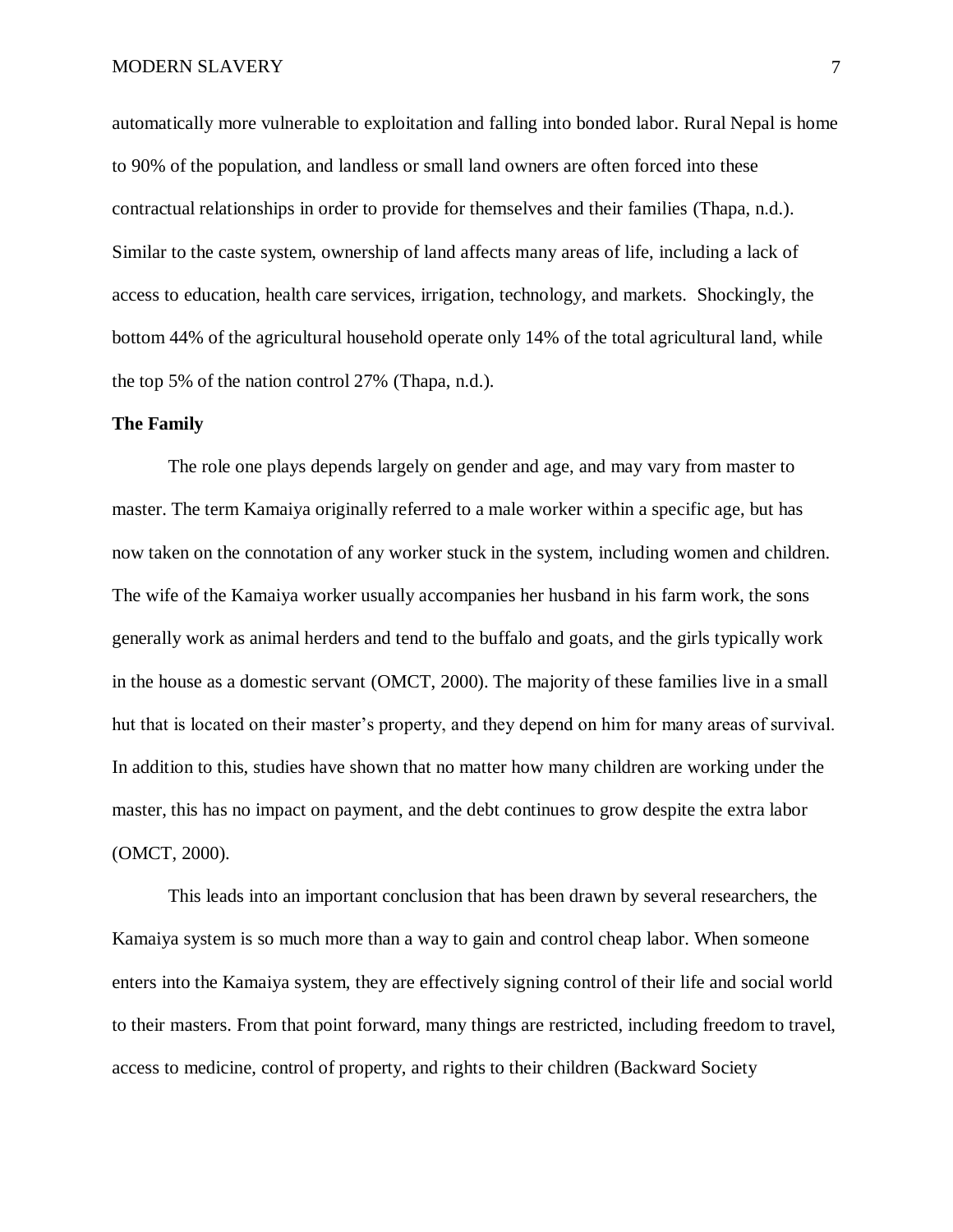automatically more vulnerable to exploitation and falling into bonded labor. Rural Nepal is home to 90% of the population, and landless or small land owners are often forced into these contractual relationships in order to provide for themselves and their families (Thapa, n.d.). Similar to the caste system, ownership of land affects many areas of life, including a lack of access to education, health care services, irrigation, technology, and markets. Shockingly, the bottom 44% of the agricultural household operate only 14% of the total agricultural land, while the top 5% of the nation control 27% (Thapa, n.d.).

**The Family**

The role one plays depends largely on gender and age, and may vary from master to master. The term Kamaiya originally referred to a male worker within a specific age, but has now taken on the connotation of any worker stuck in the system, including women and children. The wife of the Kamaiya worker usually accompanies her husband in his farm work, the sons generally work as animal herders and tend to the buffalo and goats, and the girls typically work in the house as a domestic servant (OMCT, 2000). The majority of these families live in a small hut that is located on their master's property, and they depend on him for many areas of survival. In addition to this, studies have shown that no matter how many children are working under the master, this has no impact on payment, and the debt continues to grow despite the extra labor (OMCT, 2000).

This leads into an important conclusion that has been drawn by several researchers, the Kamaiya system is so much more than a way to gain and control cheap labor. When someone enters into the Kamaiya system, they are effectively signing control of their life and social world to their masters. From that point forward, many things are restricted, including freedom to travel, access to medicine, control of property, and rights to their children (Backward Society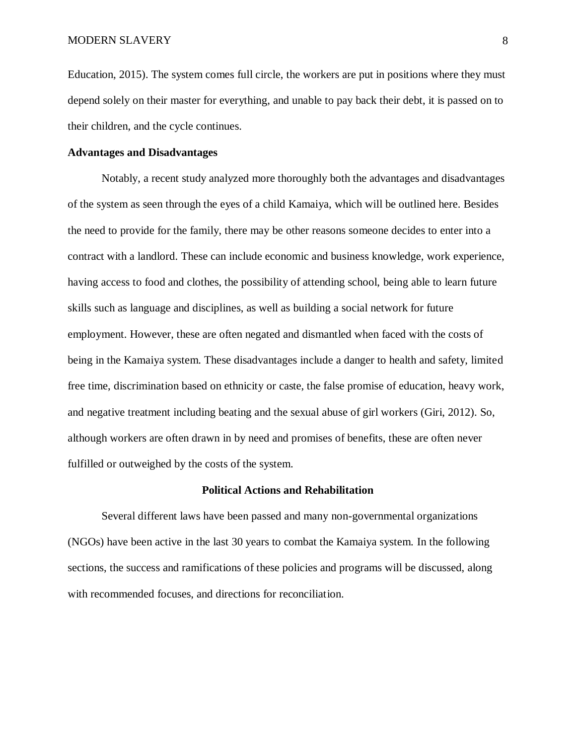Education, 2015). The system comes full circle, the workers are put in positions where they must depend solely on their master for everything, and unable to pay back their debt, it is passed on to their children, and the cycle continues.

### Advantages and Disadvantages

Notably, a recent study analyzed more thoroughly both the advantages and disadvantages of the system as seen through the eyes of a child Kamaiya, which will be outlined here. Besides the need to provide for the family, there may be other reasons someone decides to enter into a contract with a landlord. These can include economic and business knowledge, work experience, having access to food and clothes, the possibility of attending school, being able to learn future skills such as language and disciplines, as well as building a social network for future employment. However, these are often negated and dismantled when faced with the costs of being in the Kamaiya system. These disadvantages include a danger to health and safety, limited free time, discrimination based on ethnicity or caste, the false promise of education, heavy work, and negative treatment including beating and the sexual abuse of girl workers (Giri, 2012). So, although workers are often drawn in by need and promises of benefits, these are often never fulfilled or outweighed by the costs of the system.

## Political Actions and Rehabilitation

Several different laws have been passed and many non-governmental organizations (NGOs) have been active in the last 30 years to combat the Kamaiya system. In the following sections, the success and ramifications of these policies and programs will be discussed, along with recommended focuses, and directions for reconciliation.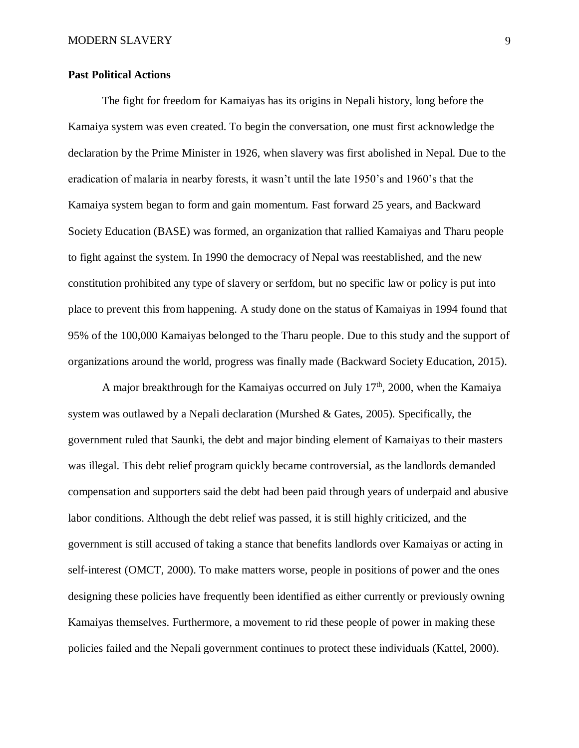**Past Political Actions**

The fight for freedom for Kamaiyas has its origins in Nepali history, long before the Kamaiya system was even created. To begin the conversation, one must first acknowledge the declaration by the Prime Minister in 1926, when slavery was first abolished in Nepal. Due to the eradication of malaria in nearby forests, it wasn't until the late 1950's and 1960's that the Kamaiya system began to form and gain momentum. Fast forward 25 years, and Backward Society Education (BASE) was formed, an organization that rallied Kamaiyas and Tharu people to fight against the system. In 1990 the democracy of Nepal was reestablished, and the new constitution prohibited any type of slavery or serfdom, but no specific law or policy is put into place to prevent this from happening. A study done on the status of Kamaiyas in 1994 found that 95% of the 100,000 Kamaiyas belonged to the Tharu people. Due to this study and the support of organizations around the world, progress was finally made (Backward Society Education, 2015).

A major breakthrough for the Kamaiyas occurred on July 17th, 2000, when the Kamaiya system was outlawed by a Nepali declaration (Murshed & Gates, 2005). Specifically, the government ruled that Saunki, the debt and major binding element of Kamaiyas to their masters was illegal. This debt relief program quickly became controversial, as the landlords demanded compensation and supporters said the debt had been paid through years of underpaid and abusive labor conditions. Although the debt relief was passed, it is still highly criticized, and the government is still accused of taking a stance that benefits landlords over Kamaiyas or acting in self-interest (OMCT, 2000). To make matters worse, people in positions of power and the ones designing these policies have frequently been identified as either currently or previously owning Kamaiyas themselves. Furthermore, a movement to rid these people of power in making these policies failed and the Nepali government continues to protect these individuals (Kattel, 2000).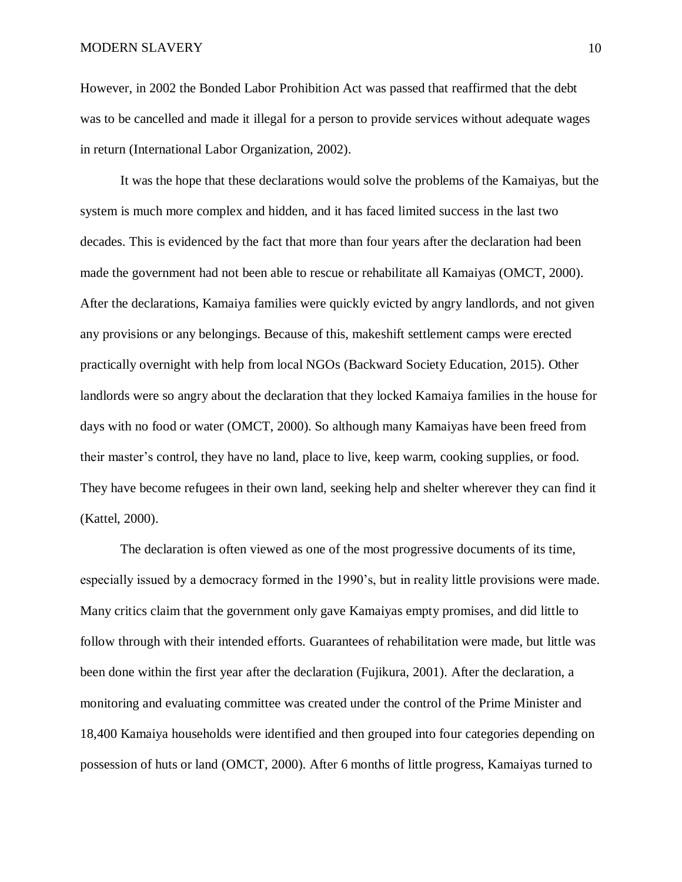However, in 2002 the Bonded Labor Prohibition Act was passed that reaffirmed that the debt was to be cancelled and made it illegal for a person to provide services without adequate wages in return (International Labor Organization, 2002).

It was the hope that these declarations would solve the problems of the Kamaiyas, but the system is much more complex and hidden, and it has faced limited success in the last two decades. This is evidenced by the fact that more than four years after the declaration had been made the government had not been able to rescue or rehabilitate all Kamaiyas (OMCT, 2000). After the declarations, Kamaiya families were quickly evicted by angry landlords, and not given any provisions or any belongings. Because of this, makeshift settlement camps were erected practically overnight with help from local NGOs (Backward Society Education, 2015). Other landlords were so angry about the declaration that they locked Kamaiya families in the house for days with no food or water (OMCT, 2000). So although many Kamaiyas have been freed from their master's control, they have no land, place to live, keep warm, cooking supplies, or food. They have become refugees in their own land, seeking help and shelter wherever they can find it (Kattel, 2000).

The declaration is often viewed as one of the most progressive documents of its time, especially issued by a democracy formed in the 1990's, but in reality little provisions were made. Many critics claim that the government only gave Kamaiyas empty promises, and did little to follow through with their intended efforts. Guarantees of rehabilitation were made, but little was been done within the first year after the declaration (Fujikura, 2001). After the declaration, a monitoring and evaluating committee was created under the control of the Prime Minister and 18,400 Kamaiya households were identified and then grouped into four categories depending on possession of huts or land (OMCT, 2000). After 6 months of little progress, Kamaiyas turned to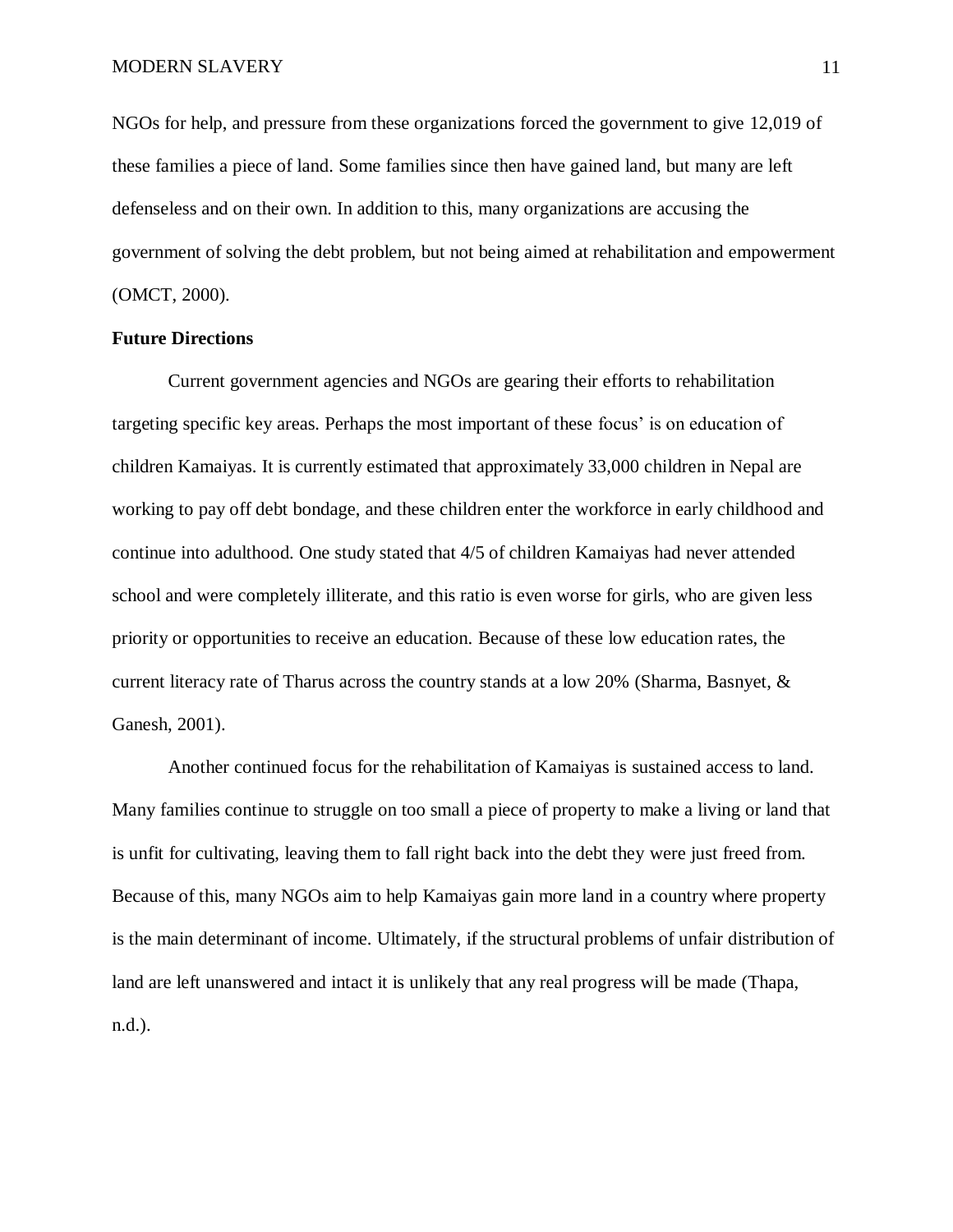NGOs for help, and pressure from these organizations forced the government to give 12,019 of these families a piece of land. Some families since then have gained land, but many are left defenseless and on their own. In addition to this, many organizations are accusing the government of solving the debt problem, but not being aimed at rehabilitation and empowerment (OMCT, 2000).

**Future Directions**

Current government agencies and NGOs are gearing their efforts to rehabilitation targeting specific key areas. Perhaps the most important of these focus' is on education of children Kamaiyas. It is currently estimated that approximately 33,000 children in Nepal are working to pay off debt bondage, and these children enter the workforce in early childhood and continue into adulthood. One study stated that 4/5 of children Kamaiyas had never attended school and were completely illiterate, and this ratio is even worse for girls, who are given less priority or opportunities to receive an education. Because of these low education rates, the current literacy rate of Tharus across the country stands at a low 20% (Sharma, Basnyet, & Ganesh, 2001).

Another continued focus for the rehabilitation of Kamaiyas is sustained access to land. Many families continue to struggle on too small a piece of property to make a living or land that is unfit for cultivating, leaving them to fall right back into the debt they were just freed from. Because of this, many NGOs aim to help Kamaiyas gain more land in a country where property is the main determinant of income. Ultimately, if the structural problems of unfair distribution of land are left unanswered and intact it is unlikely that any real progress will be made (Thapa, n.d.).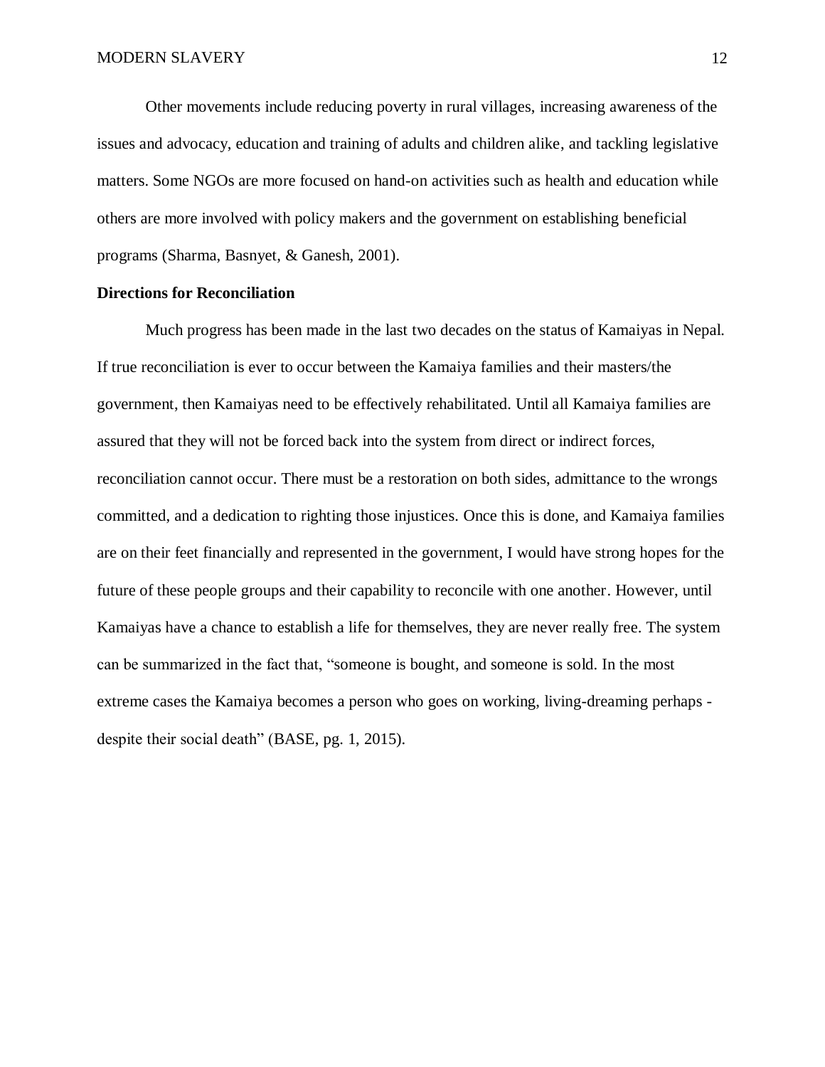Other movements include reducing poverty in rural villages, increasing awareness of the issues and advocacy, education and training of adults and children alike, and tackling legislative matters. Some NGOs are more focused on hand-on activities such as health and education while others are more involved with policy makers and the government on establishing beneficial programs (Sharma, Basnyet, & Ganesh, 2001).

**Directions for Reconciliation**

Much progress has been made in the last two decades on the status of Kamaiyas in Nepal. If true reconciliation is ever to occur between the Kamaiya families and their masters/the government, then Kamaiyas need to be effectively rehabilitated. Until all Kamaiya families are assured that they will not be forced back into the system from direct or indirect forces, reconciliation cannot occur. There must be a restoration on both sides, admittance to the wrongs committed, and a dedication to righting those injustices. Once this is done, and Kamaiya families are on their feet financially and represented in the government, I would have strong hopes for the future of these people groups and their capability to reconcile with one another. However, until Kamaiyas have a chance to establish a life for themselves, they are never really free. The system can be summarized in the fact that, "someone is bought, and someone is sold. In the most extreme cases the Kamaiya becomes a person who goes on working, living-dreaming perhaps - despite their social death" (BASE, pg. 1, 2015).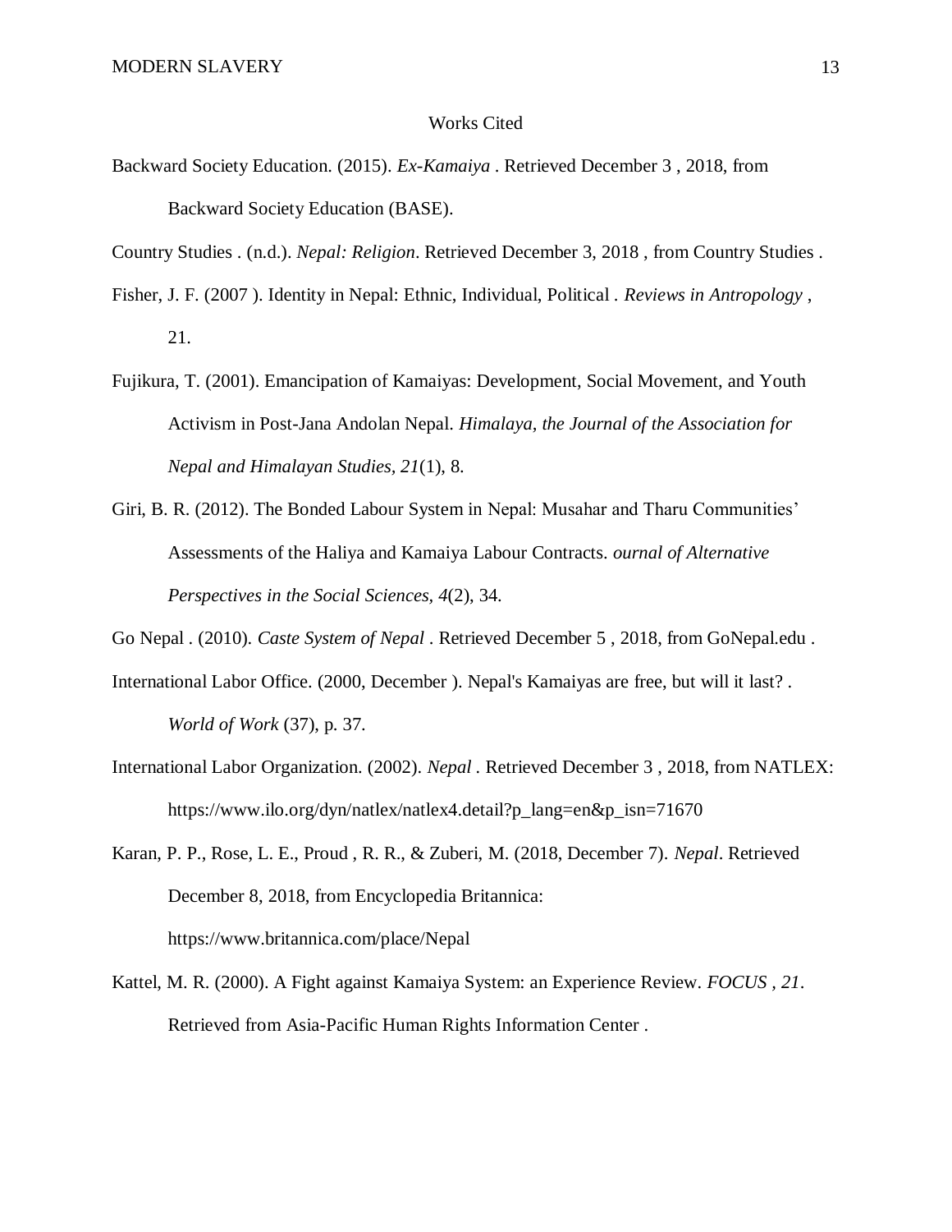# Works Cited

Backward Society Education. (2015). *Ex-Kamaiya* . Retrieved December 3 , 2018, from Backward Society Education (BASE).

Country Studies . (n.d.). *Nepal: Religion*. Retrieved December 3, 2018 , from Country Studies .

Fisher, J. F. (2007 ). Identity in Nepal: Ethnic, Individual, Political . *Reviews in Antropology* , 21.

Fujikura, T. (2001). Emancipation of Kamaiyas: Development, Social Movement, and Youth Activism in Post-Jana Andolan Nepal. *Himalaya, the Journal of the Association for Nepal and Himalayan Studies, 21*(1), 8.

Giri, B. R. (2012). The Bonded Labour System in Nepal: Musahar and Tharu Communities' Assessments of the Haliya and Kamaiya Labour Contracts. *ournal of Alternative Perspectives in the Social Sciences, 4*(2), 34.

Go Nepal . (2010). *Caste System of Nepal* . Retrieved December 5 , 2018, from GoNepal.edu .

International Labor Office. (2000, December ). Nepal's Kamaiyas are free, but will it last? . *World of Work* (37), p. 37.

International Labor Organization. (2002). *Nepal* . Retrieved December 3 , 2018, from NATLEX: https://www.ilo.org/dyn/natlex/natlex4.detail?p_lang=en&p_isn=71670

Karan, P. P., Rose, L. E., Proud , R. R., & Zuberi, M. (2018, December 7). *Nepal*. Retrieved December 8, 2018, from Encyclopedia Britannica: https://www.britannica.com/place/Nepal

Kattel, M. R. (2000). A Fight against Kamaiya System: an Experience Review. *FOCUS , 21*. Retrieved from Asia-Pacific Human Rights Information Center .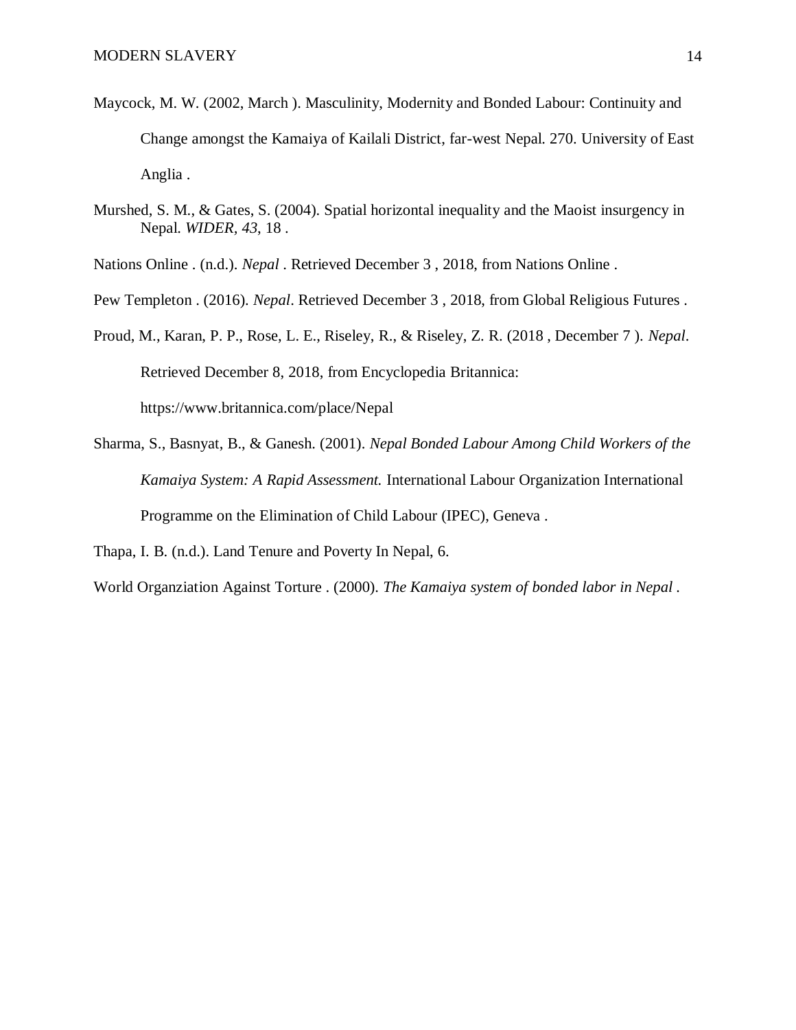Maycock, M. W. (2002, March ). Masculinity, Modernity and Bonded Labour: Continuity and Change amongst the Kamaiya of Kailali District, far-west Nepal. 270. University of East Anglia .

Murshed, S. M., & Gates, S. (2004). Spatial horizontal inequality and the Maoist insurgency in Nepal. *WIDER, 43*, 18 .

Nations Online . (n.d.). *Nepal* . Retrieved December 3 , 2018, from Nations Online .

Pew Templeton . (2016). *Nepal*. Retrieved December 3 , 2018, from Global Religious Futures .

Proud, M., Karan, P. P., Rose, L. E., Riseley, R., & Riseley, Z. R. (2018 , December 7 ). *Nepal*. Retrieved December 8, 2018, from Encyclopedia Britannica: https://www.britannica.com/place/Nepal

Sharma, S., Basnyat, B., & Ganesh. (2001). *Nepal Bonded Labour Among Child Workers of the Kamaiya System: A Rapid Assessment.* International Labour Organization International Programme on the Elimination of Child Labour (IPEC), Geneva .

Thapa, I. B. (n.d.). Land Tenure and Poverty In Nepal, 6.

World Organziation Against Torture . (2000). *The Kamaiya system of bonded labor in Nepal* .